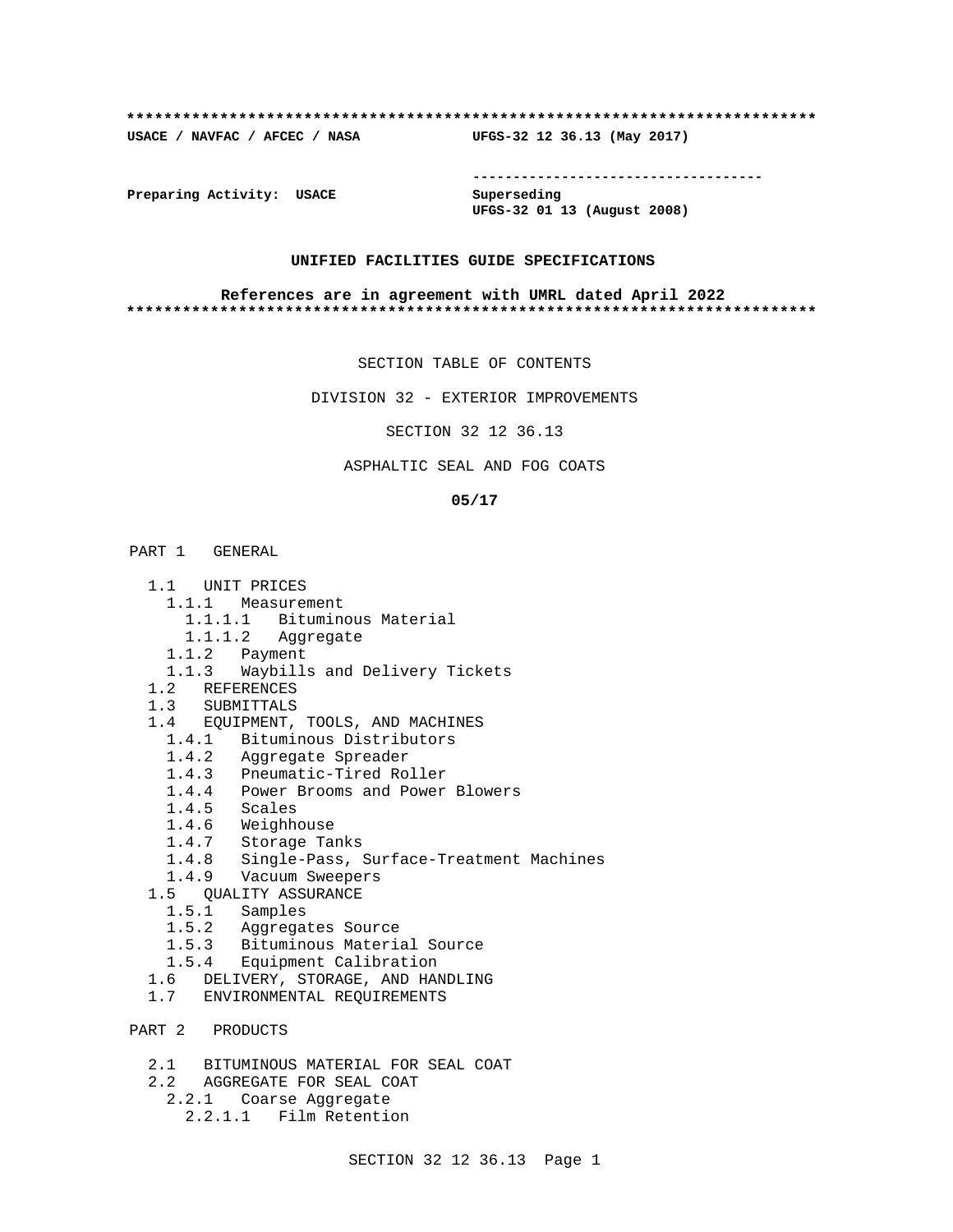**************************************************************************

**USACE / NAVFAC / AFCEC / NASA UFGS-32 12 36.13 (May 2017)**

-----------------------------------

**Preparing Activity: USACE**

**Superseding**
**UFGS-32 01 13 (August 2008)**

**UNIFIED FACILITIES GUIDE SPECIFICATIONS**

**References are in agreement with UMRL dated April 2022**

**************************************************************************

SECTION TABLE OF CONTENTS

DIVISION 32 - EXTERIOR IMPROVEMENTS

SECTION 32 12 36.13

ASPHALTIC SEAL AND FOG COATS

**05/17**

PART 1 GENERAL

- 1.1 UNIT PRICES
  - 1.1.1 Measurement
    - 1.1.1.1 Bituminous Material
    - 1.1.1.2 Aggregate
  - 1.1.2 Payment
  - 1.1.3 Waybills and Delivery Tickets
- 1.2 REFERENCES
- 1.3 SUBMITTALS
- 1.4 EQUIPMENT, TOOLS, AND MACHINES
  - 1.4.1 Bituminous Distributors
  - 1.4.2 Aggregate Spreader
  - 1.4.3 Pneumatic-Tired Roller
  - 1.4.4 Power Brooms and Power Blowers
  - 1.4.5 Scales
  - 1.4.6 Weighhouse
  - 1.4.7 Storage Tanks
  - 1.4.8 Single-Pass, Surface-Treatment Machines
  - 1.4.9 Vacuum Sweepers
- 1.5 QUALITY ASSURANCE
  - 1.5.1 Samples
  - 1.5.2 Aggregates Source
  - 1.5.3 Bituminous Material Source
  - 1.5.4 Equipment Calibration
- 1.6 DELIVERY, STORAGE, AND HANDLING
- 1.7 ENVIRONMENTAL REQUIREMENTS

PART 2 PRODUCTS

- 2.1 BITUMINOUS MATERIAL FOR SEAL COAT
- 2.2 AGGREGATE FOR SEAL COAT
  - 2.2.1 Coarse Aggregate
    - 2.2.1.1 Film Retention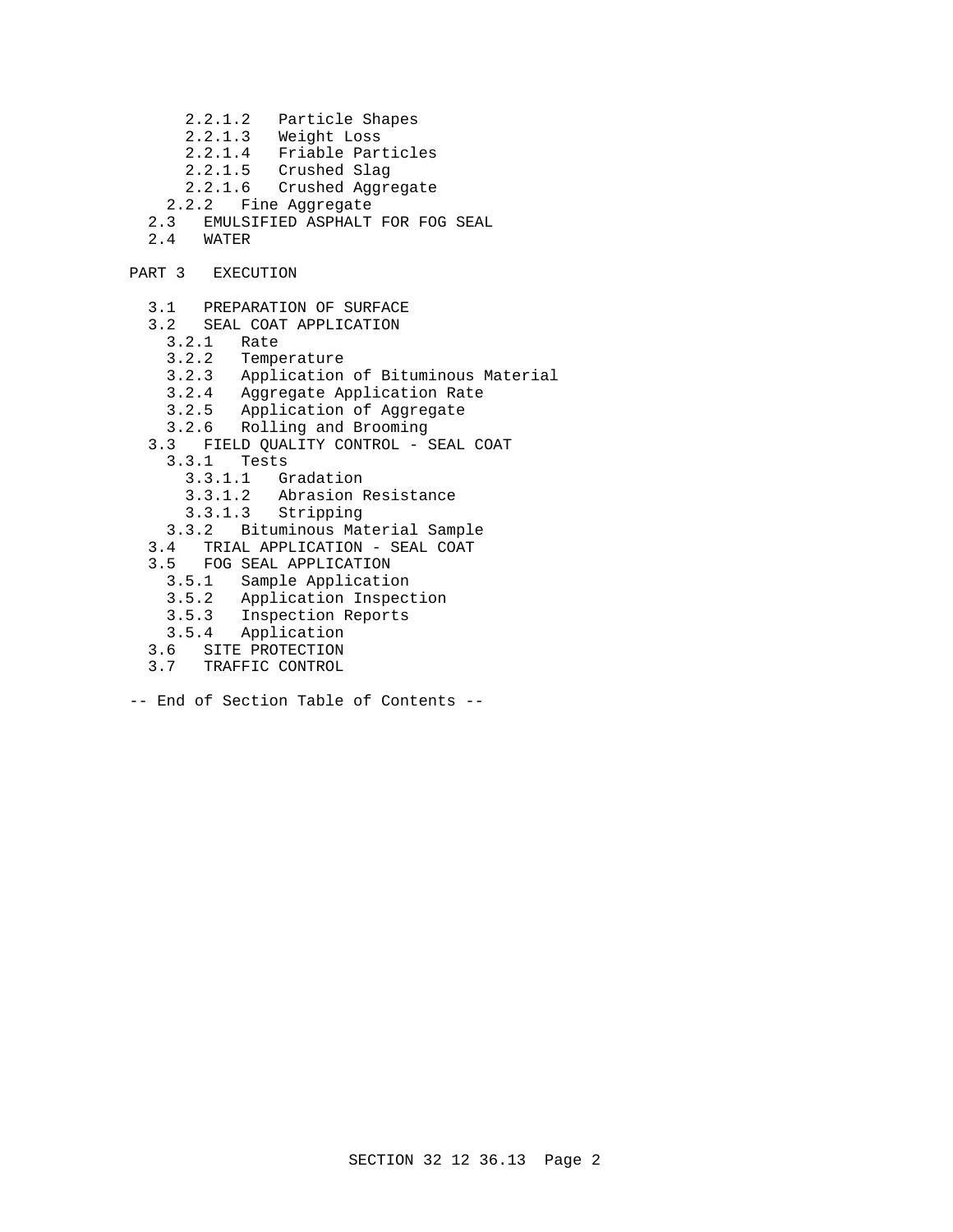2.2.1.2   Particle Shapes
      2.2.1.3   Weight Loss
      2.2.1.4   Friable Particles
      2.2.1.5   Crushed Slag
      2.2.1.6   Crushed Aggregate
    2.2.2   Fine Aggregate
  2.3   EMULSIFIED ASPHALT FOR FOG SEAL
  2.4   WATER

PART 3   EXECUTION

  3.1   PREPARATION OF SURFACE
  3.2   SEAL COAT APPLICATION
    3.2.1   Rate
    3.2.2   Temperature
    3.2.3   Application of Bituminous Material
    3.2.4   Aggregate Application Rate
    3.2.5   Application of Aggregate
    3.2.6   Rolling and Brooming
  3.3   FIELD QUALITY CONTROL - SEAL COAT
    3.3.1   Tests
      3.3.1.1   Gradation
      3.3.1.2   Abrasion Resistance
      3.3.1.3   Stripping
    3.3.2   Bituminous Material Sample
  3.4   TRIAL APPLICATION - SEAL COAT
  3.5   FOG SEAL APPLICATION
    3.5.1   Sample Application
    3.5.2   Application Inspection
    3.5.3   Inspection Reports
    3.5.4   Application
  3.6   SITE PROTECTION
  3.7   TRAFFIC CONTROL

-- End of Section Table of Contents --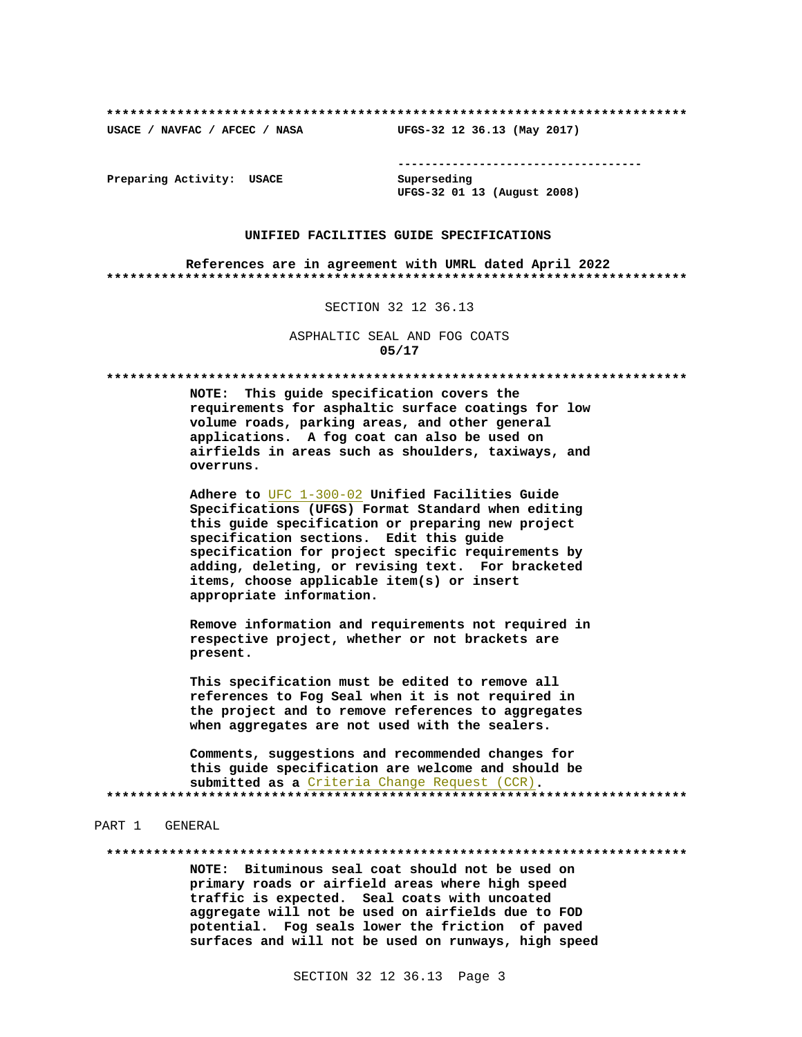**************************************************************************

USACE / NAVFAC / AFCEC / NASA UFGS-32 12 36.13 (May 2017)

-----------------------------------

Preparing Activity: USACE Superseding
UFGS-32 01 13 (August 2008)

**UNIFIED FACILITIES GUIDE SPECIFICATIONS**

**References are in agreement with UMRL dated April 2022**

**************************************************************************

SECTION 32 12 36.13

ASPHALTIC SEAL AND FOG COATS
**05/17**

**************************************************************************

**NOTE: This guide specification covers the requirements for asphaltic surface coatings for low volume roads, parking areas, and other general applications. A fog coat can also be used on airfields in areas such as shoulders, taxiways, and overruns.**

**Adhere to UFC 1-300-02 Unified Facilities Guide Specifications (UFGS) Format Standard when editing this guide specification or preparing new project specification sections. Edit this guide specification for project specific requirements by adding, deleting, or revising text. For bracketed items, choose applicable item(s) or insert appropriate information.**

**Remove information and requirements not required in respective project, whether or not brackets are present.**

**This specification must be edited to remove all references to Fog Seal when it is not required in the project and to remove references to aggregates when aggregates are not used with the sealers.**

**Comments, suggestions and recommended changes for this guide specification are welcome and should be submitted as a Criteria Change Request (CCR).**

**************************************************************************

PART 1 GENERAL

**************************************************************************

**NOTE: Bituminous seal coat should not be used on primary roads or airfield areas where high speed traffic is expected. Seal coats with uncoated aggregate will not be used on airfields due to FOD potential. Fog seals lower the friction of paved surfaces and will not be used on runways, high speed**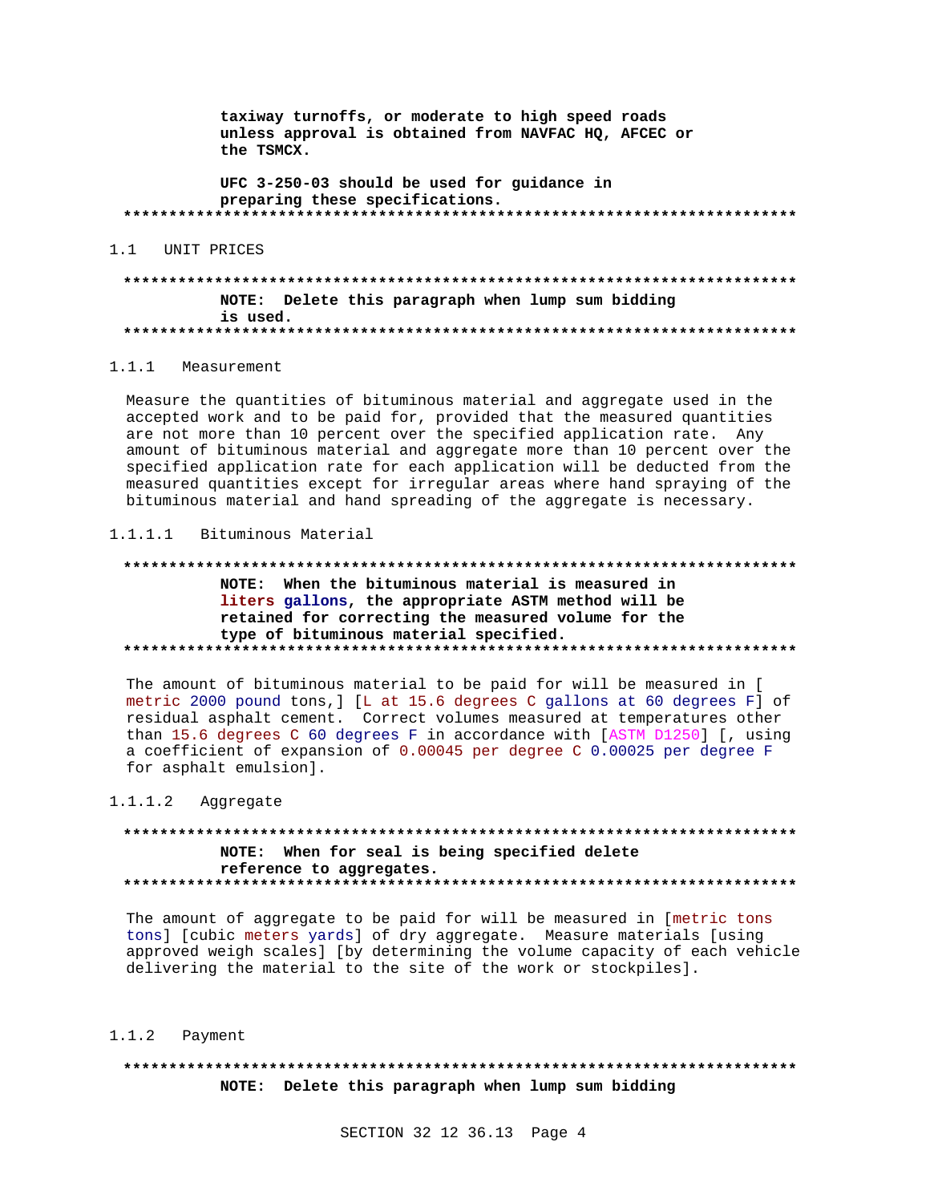taxiway turnoffs, or moderate to high speed roads unless approval is obtained from NAVFAC HQ, AFCEC or the TSMCX.

UFC 3-250-03 should be used for guidance in preparing these specifications.

**************************************************************************

## 1.1 UNIT PRICES

**************************************************************************

**NOTE: Delete this paragraph when lump sum bidding is used.**

**************************************************************************

### 1.1.1 Measurement

Measure the quantities of bituminous material and aggregate used in the accepted work and to be paid for, provided that the measured quantities are not more than 10 percent over the specified application rate. Any amount of bituminous material and aggregate more than 10 percent over the specified application rate for each application will be deducted from the measured quantities except for irregular areas where hand spraying of the bituminous material and hand spreading of the aggregate is necessary.

#### 1.1.1.1 Bituminous Material

**************************************************************************

**NOTE: When the bituminous material is measured in liters gallons, the appropriate ASTM method will be retained for correcting the measured volume for the type of bituminous material specified.**

**************************************************************************

The amount of bituminous material to be paid for will be measured in [ metric 2000 pound tons,] [L at 15.6 degrees C gallons at 60 degrees F] of residual asphalt cement. Correct volumes measured at temperatures other than 15.6 degrees C 60 degrees F in accordance with [ASTM D1250] [, using a coefficient of expansion of 0.00045 per degree C 0.00025 per degree F for asphalt emulsion].

#### 1.1.1.2 Aggregate

**************************************************************************

**NOTE: When for seal is being specified delete reference to aggregates.**

**************************************************************************

The amount of aggregate to be paid for will be measured in [metric tons tons] [cubic meters yards] of dry aggregate. Measure materials [using approved weigh scales] [by determining the volume capacity of each vehicle delivering the material to the site of the work or stockpiles].

### 1.1.2 Payment

**************************************************************************

**NOTE: Delete this paragraph when lump sum bidding**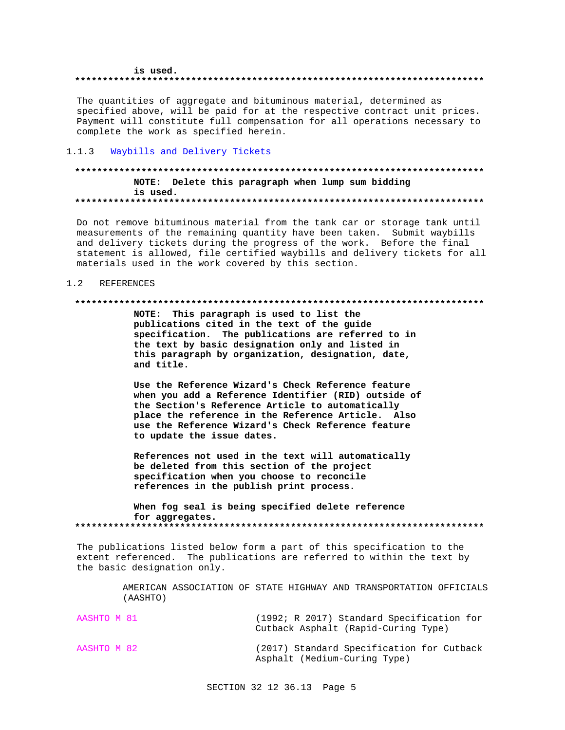is used.

**************************************************************************

The quantities of aggregate and bituminous material, determined as specified above, will be paid for at the respective contract unit prices. Payment will constitute full compensation for all operations necessary to complete the work as specified herein.

### 1.1.3 Waybills and Delivery Tickets

**************************************************************************

**NOTE: Delete this paragraph when lump sum bidding is used.**

**************************************************************************

Do not remove bituminous material from the tank car or storage tank until measurements of the remaining quantity have been taken. Submit waybills and delivery tickets during the progress of the work. Before the final statement is allowed, file certified waybills and delivery tickets for all materials used in the work covered by this section.

## 1.2 REFERENCES

**************************************************************************

**NOTE: This paragraph is used to list the publications cited in the text of the guide specification. The publications are referred to in the text by basic designation only and listed in this paragraph by organization, designation, date, and title.**

**Use the Reference Wizard's Check Reference feature when you add a Reference Identifier (RID) outside of the Section's Reference Article to automatically place the reference in the Reference Article. Also use the Reference Wizard's Check Reference feature to update the issue dates.**

**References not used in the text will automatically be deleted from this section of the project specification when you choose to reconcile references in the publish print process.**

**When fog seal is being specified delete reference for aggregates.**

**************************************************************************

The publications listed below form a part of this specification to the extent referenced. The publications are referred to within the text by the basic designation only.

AMERICAN ASSOCIATION OF STATE HIGHWAY AND TRANSPORTATION OFFICIALS (AASHTO)

AASHTO M 81 (1992; R 2017) Standard Specification for Cutback Asphalt (Rapid-Curing Type)

AASHTO M 82 (2017) Standard Specification for Cutback Asphalt (Medium-Curing Type)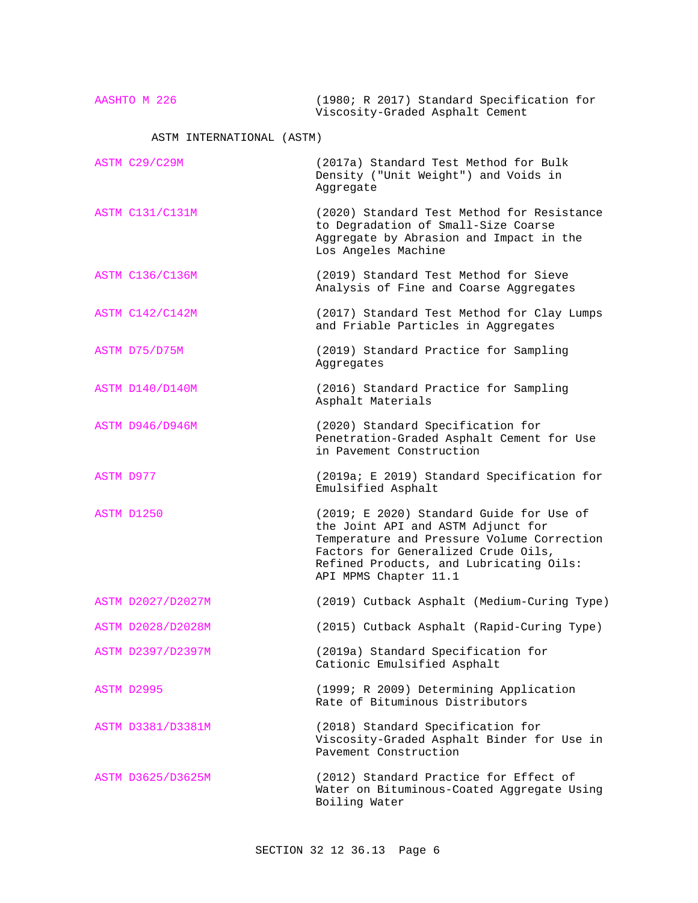| | |
|---|---|
| AASHTO M 226 | (1980; R 2017) Standard Specification for Viscosity-Graded Asphalt Cement |

ASTM INTERNATIONAL (ASTM)

| | |
|---|---|
| ASTM C29/C29M | (2017a) Standard Test Method for Bulk Density ("Unit Weight") and Voids in Aggregate |
| ASTM C131/C131M | (2020) Standard Test Method for Resistance to Degradation of Small-Size Coarse Aggregate by Abrasion and Impact in the Los Angeles Machine |
| ASTM C136/C136M | (2019) Standard Test Method for Sieve Analysis of Fine and Coarse Aggregates |
| ASTM C142/C142M | (2017) Standard Test Method for Clay Lumps and Friable Particles in Aggregates |
| ASTM D75/D75M | (2019) Standard Practice for Sampling Aggregates |
| ASTM D140/D140M | (2016) Standard Practice for Sampling Asphalt Materials |
| ASTM D946/D946M | (2020) Standard Specification for Penetration-Graded Asphalt Cement for Use in Pavement Construction |
| ASTM D977 | (2019a; E 2019) Standard Specification for Emulsified Asphalt |
| ASTM D1250 | (2019; E 2020) Standard Guide for Use of the Joint API and ASTM Adjunct for Temperature and Pressure Volume Correction Factors for Generalized Crude Oils, Refined Products, and Lubricating Oils: API MPMS Chapter 11.1 |
| ASTM D2027/D2027M | (2019) Cutback Asphalt (Medium-Curing Type) |
| ASTM D2028/D2028M | (2015) Cutback Asphalt (Rapid-Curing Type) |
| ASTM D2397/D2397M | (2019a) Standard Specification for Cationic Emulsified Asphalt |
| ASTM D2995 | (1999; R 2009) Determining Application Rate of Bituminous Distributors |
| ASTM D3381/D3381M | (2018) Standard Specification for Viscosity-Graded Asphalt Binder for Use in Pavement Construction |
| ASTM D3625/D3625M | (2012) Standard Practice for Effect of Water on Bituminous-Coated Aggregate Using Boiling Water |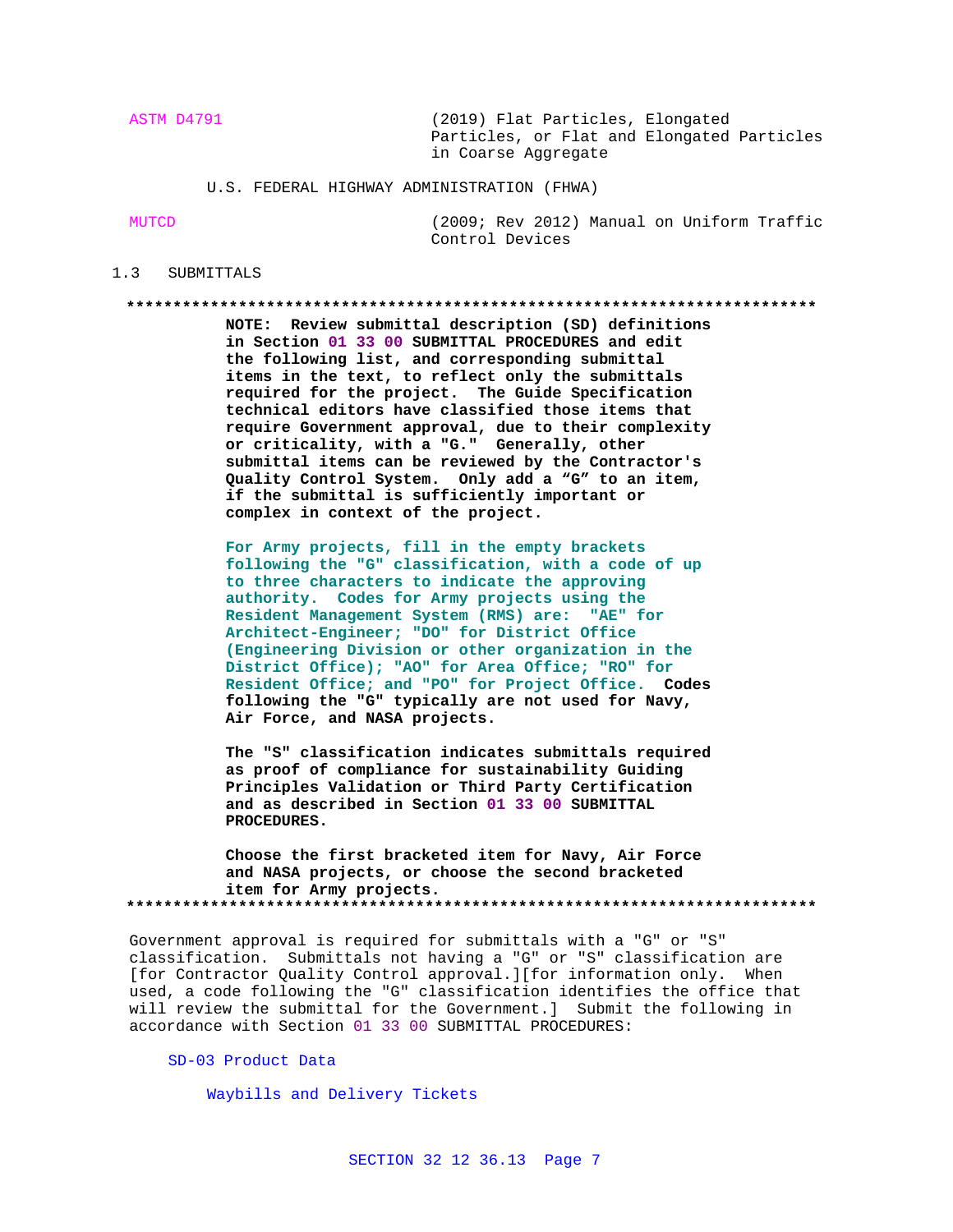ASTM D4791 (2019) Flat Particles, Elongated Particles, or Flat and Elongated Particles in Coarse Aggregate

U.S. FEDERAL HIGHWAY ADMINISTRATION (FHWA)

MUTCD (2009; Rev 2012) Manual on Uniform Traffic Control Devices

## 1.3 SUBMITTALS

**************************************************************************

**NOTE: Review submittal description (SD) definitions in Section 01 33 00 SUBMITTAL PROCEDURES and edit the following list, and corresponding submittal items in the text, to reflect only the submittals required for the project. The Guide Specification technical editors have classified those items that require Government approval, due to their complexity or criticality, with a "G." Generally, other submittal items can be reviewed by the Contractor's Quality Control System. Only add a "G" to an item, if the submittal is sufficiently important or complex in context of the project.**

**For Army projects, fill in the empty brackets following the "G" classification, with a code of up to three characters to indicate the approving authority. Codes for Army projects using the Resident Management System (RMS) are: "AE" for Architect-Engineer; "DO" for District Office (Engineering Division or other organization in the District Office); "AO" for Area Office; "RO" for Resident Office; and "PO" for Project Office. Codes following the "G" typically are not used for Navy, Air Force, and NASA projects.**

**The "S" classification indicates submittals required as proof of compliance for sustainability Guiding Principles Validation or Third Party Certification and as described in Section 01 33 00 SUBMITTAL PROCEDURES.**

**Choose the first bracketed item for Navy, Air Force and NASA projects, or choose the second bracketed item for Army projects.**

**************************************************************************

Government approval is required for submittals with a "G" or "S" classification. Submittals not having a "G" or "S" classification are [for Contractor Quality Control approval.][for information only. When used, a code following the "G" classification identifies the office that will review the submittal for the Government.] Submit the following in accordance with Section 01 33 00 SUBMITTAL PROCEDURES:

SD-03 Product Data

Waybills and Delivery Tickets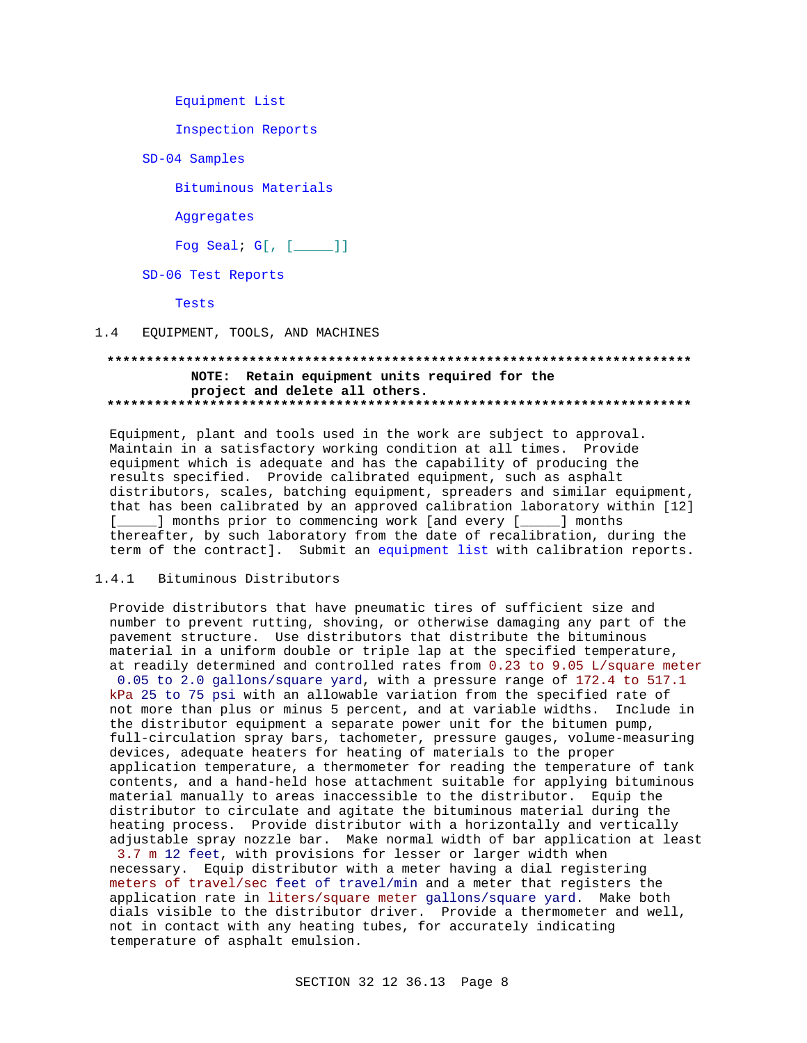Equipment List

Inspection Reports

SD-04 Samples

Bituminous Materials

Aggregates

Fog Seal; G[, [_____]]

SD-06 Test Reports

Tests

## 1.4 EQUIPMENT, TOOLS, AND MACHINES

**************************************************************************

**NOTE: Retain equipment units required for the project and delete all others.**

**************************************************************************

Equipment, plant and tools used in the work are subject to approval. Maintain in a satisfactory working condition at all times. Provide equipment which is adequate and has the capability of producing the results specified. Provide calibrated equipment, such as asphalt distributors, scales, batching equipment, spreaders and similar equipment, that has been calibrated by an approved calibration laboratory within [12] [_____] months prior to commencing work [and every [_____] months thereafter, by such laboratory from the date of recalibration, during the term of the contract]. Submit an equipment list with calibration reports.

### 1.4.1 Bituminous Distributors

Provide distributors that have pneumatic tires of sufficient size and number to prevent rutting, shoving, or otherwise damaging any part of the pavement structure. Use distributors that distribute the bituminous material in a uniform double or triple lap at the specified temperature, at readily determined and controlled rates from 0.23 to 9.05 L/square meter 0.05 to 2.0 gallons/square yard, with a pressure range of 172.4 to 517.1 kPa 25 to 75 psi with an allowable variation from the specified rate of not more than plus or minus 5 percent, and at variable widths. Include in the distributor equipment a separate power unit for the bitumen pump, full-circulation spray bars, tachometer, pressure gauges, volume-measuring devices, adequate heaters for heating of materials to the proper application temperature, a thermometer for reading the temperature of tank contents, and a hand-held hose attachment suitable for applying bituminous material manually to areas inaccessible to the distributor. Equip the distributor to circulate and agitate the bituminous material during the heating process. Provide distributor with a horizontally and vertically adjustable spray nozzle bar. Make normal width of bar application at least 3.7 m 12 feet, with provisions for lesser or larger width when necessary. Equip distributor with a meter having a dial registering meters of travel/sec feet of travel/min and a meter that registers the application rate in liters/square meter gallons/square yard. Make both dials visible to the distributor driver. Provide a thermometer and well, not in contact with any heating tubes, for accurately indicating temperature of asphalt emulsion.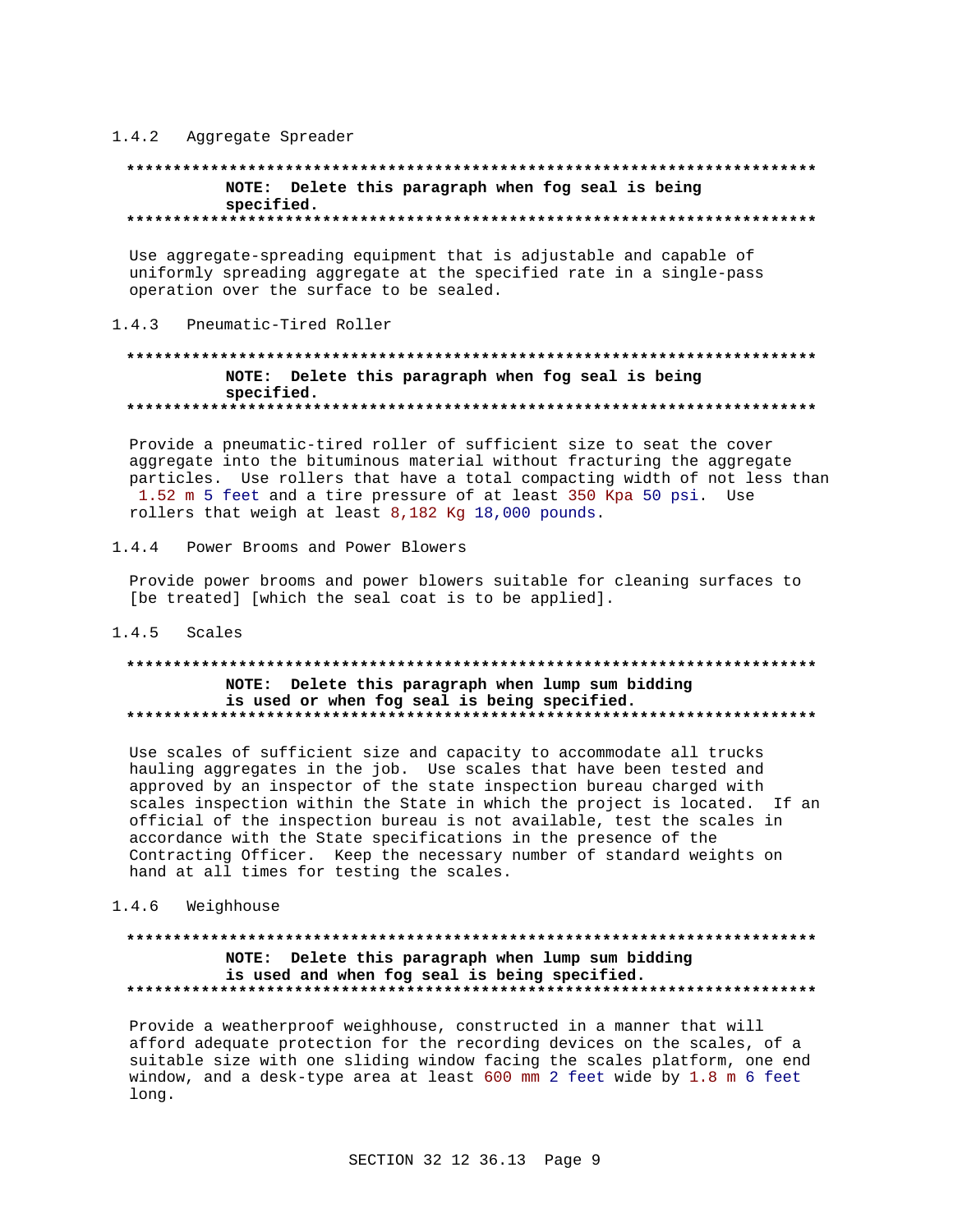### 1.4.2 Aggregate Spreader

**************************************************************************
**NOTE: Delete this paragraph when fog seal is being specified.**
**************************************************************************

Use aggregate-spreading equipment that is adjustable and capable of uniformly spreading aggregate at the specified rate in a single-pass operation over the surface to be sealed.

### 1.4.3 Pneumatic-Tired Roller

**************************************************************************
**NOTE: Delete this paragraph when fog seal is being specified.**
**************************************************************************

Provide a pneumatic-tired roller of sufficient size to seat the cover aggregate into the bituminous material without fracturing the aggregate particles. Use rollers that have a total compacting width of not less than 1.52 m 5 feet and a tire pressure of at least 350 Kpa 50 psi. Use rollers that weigh at least 8,182 Kg 18,000 pounds.

### 1.4.4 Power Brooms and Power Blowers

Provide power brooms and power blowers suitable for cleaning surfaces to [be treated] [which the seal coat is to be applied].

### 1.4.5 Scales

**************************************************************************
**NOTE: Delete this paragraph when lump sum bidding is used or when fog seal is being specified.**
**************************************************************************

Use scales of sufficient size and capacity to accommodate all trucks hauling aggregates in the job. Use scales that have been tested and approved by an inspector of the state inspection bureau charged with scales inspection within the State in which the project is located. If an official of the inspection bureau is not available, test the scales in accordance with the State specifications in the presence of the Contracting Officer. Keep the necessary number of standard weights on hand at all times for testing the scales.

### 1.4.6 Weighhouse

**************************************************************************
**NOTE: Delete this paragraph when lump sum bidding is used and when fog seal is being specified.**
**************************************************************************

Provide a weatherproof weighhouse, constructed in a manner that will afford adequate protection for the recording devices on the scales, of a suitable size with one sliding window facing the scales platform, one end window, and a desk-type area at least 600 mm 2 feet wide by 1.8 m 6 feet long.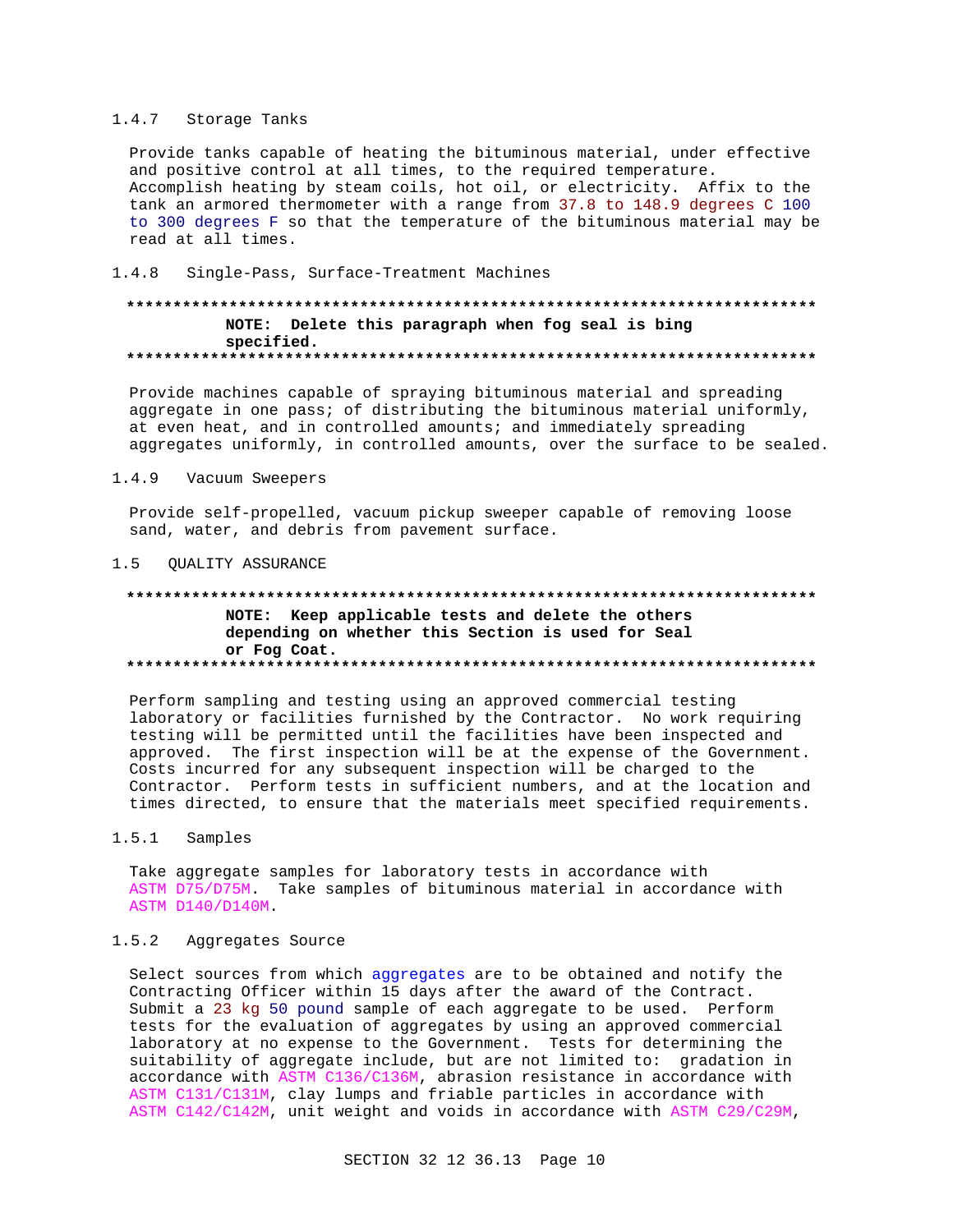### 1.4.7 Storage Tanks

Provide tanks capable of heating the bituminous material, under effective and positive control at all times, to the required temperature. Accomplish heating by steam coils, hot oil, or electricity. Affix to the tank an armored thermometer with a range from 37.8 to 148.9 degrees C 100 to 300 degrees F so that the temperature of the bituminous material may be read at all times.

### 1.4.8 Single-Pass, Surface-Treatment Machines

**************************************************************************

**NOTE: Delete this paragraph when fog seal is bing specified.**

**************************************************************************

Provide machines capable of spraying bituminous material and spreading aggregate in one pass; of distributing the bituminous material uniformly, at even heat, and in controlled amounts; and immediately spreading aggregates uniformly, in controlled amounts, over the surface to be sealed.

### 1.4.9 Vacuum Sweepers

Provide self-propelled, vacuum pickup sweeper capable of removing loose sand, water, and debris from pavement surface.

## 1.5 QUALITY ASSURANCE

**************************************************************************

**NOTE: Keep applicable tests and delete the others depending on whether this Section is used for Seal or Fog Coat.**

**************************************************************************

Perform sampling and testing using an approved commercial testing laboratory or facilities furnished by the Contractor. No work requiring testing will be permitted until the facilities have been inspected and approved. The first inspection will be at the expense of the Government. Costs incurred for any subsequent inspection will be charged to the Contractor. Perform tests in sufficient numbers, and at the location and times directed, to ensure that the materials meet specified requirements.

### 1.5.1 Samples

Take aggregate samples for laboratory tests in accordance with ASTM D75/D75M. Take samples of bituminous material in accordance with ASTM D140/D140M.

### 1.5.2 Aggregates Source

Select sources from which aggregates are to be obtained and notify the Contracting Officer within 15 days after the award of the Contract. Submit a 23 kg 50 pound sample of each aggregate to be used. Perform tests for the evaluation of aggregates by using an approved commercial laboratory at no expense to the Government. Tests for determining the suitability of aggregate include, but are not limited to: gradation in accordance with ASTM C136/C136M, abrasion resistance in accordance with ASTM C131/C131M, clay lumps and friable particles in accordance with ASTM C142/C142M, unit weight and voids in accordance with ASTM C29/C29M,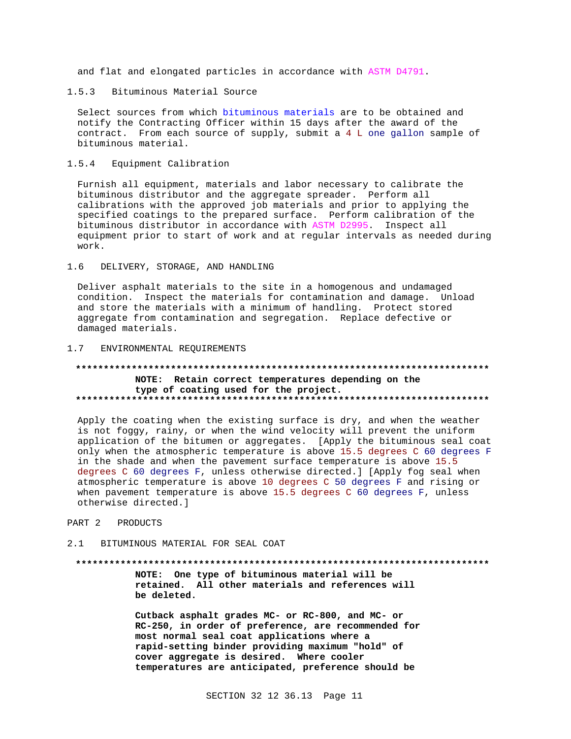and flat and elongated particles in accordance with ASTM D4791.

### 1.5.3 Bituminous Material Source

Select sources from which bituminous materials are to be obtained and notify the Contracting Officer within 15 days after the award of the contract. From each source of supply, submit a 4 L one gallon sample of bituminous material.

### 1.5.4 Equipment Calibration

Furnish all equipment, materials and labor necessary to calibrate the bituminous distributor and the aggregate spreader. Perform all calibrations with the approved job materials and prior to applying the specified coatings to the prepared surface. Perform calibration of the bituminous distributor in accordance with ASTM D2995. Inspect all equipment prior to start of work and at regular intervals as needed during work.

## 1.6 DELIVERY, STORAGE, AND HANDLING

Deliver asphalt materials to the site in a homogenous and undamaged condition. Inspect the materials for contamination and damage. Unload and store the materials with a minimum of handling. Protect stored aggregate from contamination and segregation. Replace defective or damaged materials.

## 1.7 ENVIRONMENTAL REQUIREMENTS

**************************************************************************

**NOTE: Retain correct temperatures depending on the type of coating used for the project.**

**************************************************************************

Apply the coating when the existing surface is dry, and when the weather is not foggy, rainy, or when the wind velocity will prevent the uniform application of the bitumen or aggregates. [Apply the bituminous seal coat only when the atmospheric temperature is above 15.5 degrees C 60 degrees F in the shade and when the pavement surface temperature is above 15.5 degrees C 60 degrees F, unless otherwise directed.] [Apply fog seal when atmospheric temperature is above 10 degrees C 50 degrees F and rising or when pavement temperature is above 15.5 degrees C 60 degrees F, unless otherwise directed.]

# PART 2 PRODUCTS

## 2.1 BITUMINOUS MATERIAL FOR SEAL COAT

**************************************************************************

**NOTE: One type of bituminous material will be retained. All other materials and references will be deleted.**

**Cutback asphalt grades MC- or RC-800, and MC- or RC-250, in order of preference, are recommended for most normal seal coat applications where a rapid-setting binder providing maximum "hold" of cover aggregate is desired. Where cooler temperatures are anticipated, preference should be**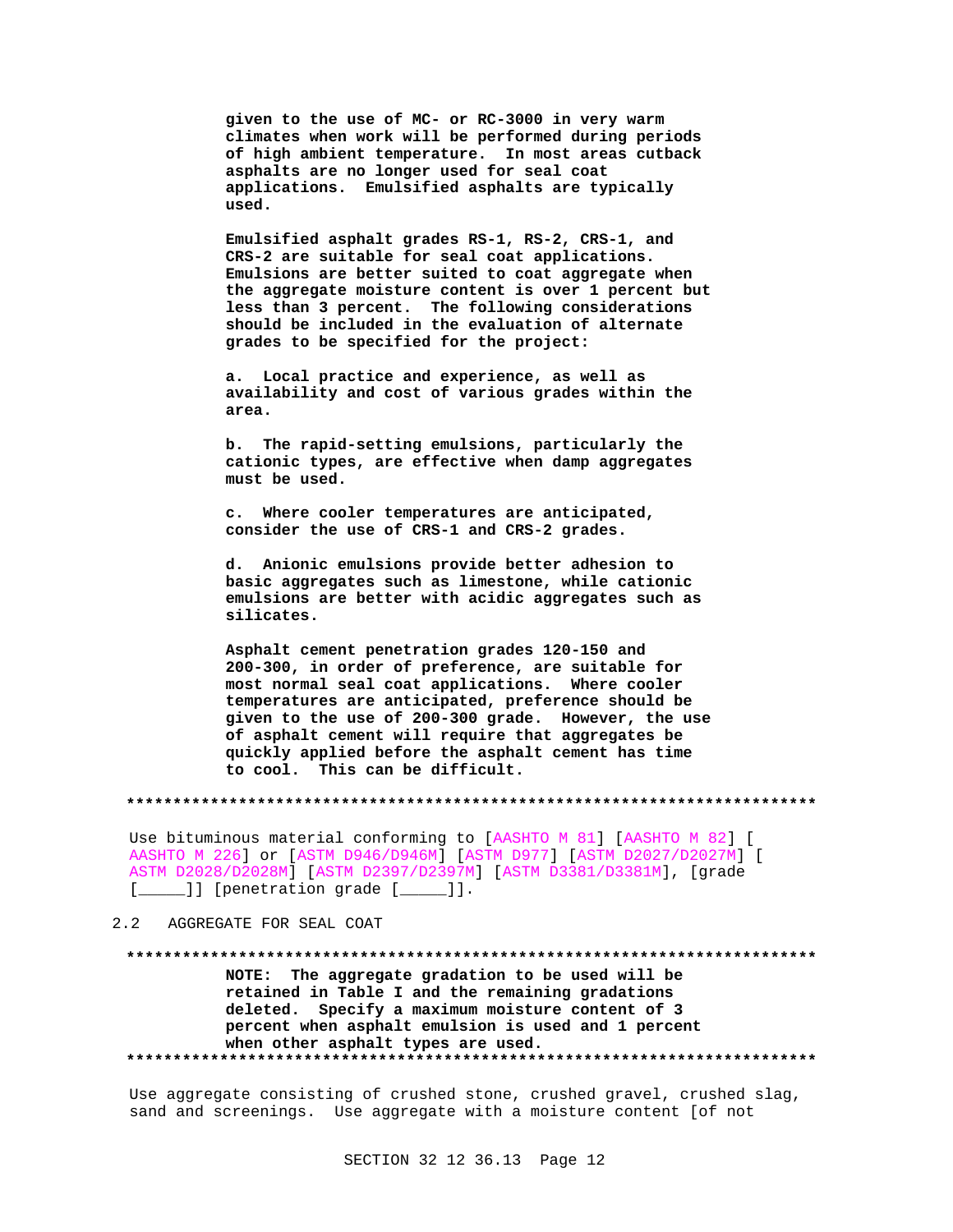**given to the use of MC- or RC-3000 in very warm climates when work will be performed during periods of high ambient temperature. In most areas cutback asphalts are no longer used for seal coat applications. Emulsified asphalts are typically used.**

**Emulsified asphalt grades RS-1, RS-2, CRS-1, and CRS-2 are suitable for seal coat applications. Emulsions are better suited to coat aggregate when the aggregate moisture content is over 1 percent but less than 3 percent. The following considerations should be included in the evaluation of alternate grades to be specified for the project:**

**a. Local practice and experience, as well as availability and cost of various grades within the area.**

**b. The rapid-setting emulsions, particularly the cationic types, are effective when damp aggregates must be used.**

**c. Where cooler temperatures are anticipated, consider the use of CRS-1 and CRS-2 grades.**

**d. Anionic emulsions provide better adhesion to basic aggregates such as limestone, while cationic emulsions are better with acidic aggregates such as silicates.**

**Asphalt cement penetration grades 120-150 and 200-300, in order of preference, are suitable for most normal seal coat applications. Where cooler temperatures are anticipated, preference should be given to the use of 200-300 grade. However, the use of asphalt cement will require that aggregates be quickly applied before the asphalt cement has time to cool. This can be difficult.**

**************************************************************************

Use bituminous material conforming to [AASHTO M 81] [AASHTO M 82] [ AASHTO M 226] or [ASTM D946/D946M] [ASTM D977] [ASTM D2027/D2027M] [ ASTM D2028/D2028M] [ASTM D2397/D2397M] [ASTM D3381/D3381M], [grade [_____]] [penetration grade [_____]].

## 2.2 AGGREGATE FOR SEAL COAT

**************************************************************************

**NOTE: The aggregate gradation to be used will be retained in Table I and the remaining gradations deleted. Specify a maximum moisture content of 3 percent when asphalt emulsion is used and 1 percent when other asphalt types are used.**

**************************************************************************

Use aggregate consisting of crushed stone, crushed gravel, crushed slag, sand and screenings. Use aggregate with a moisture content [of not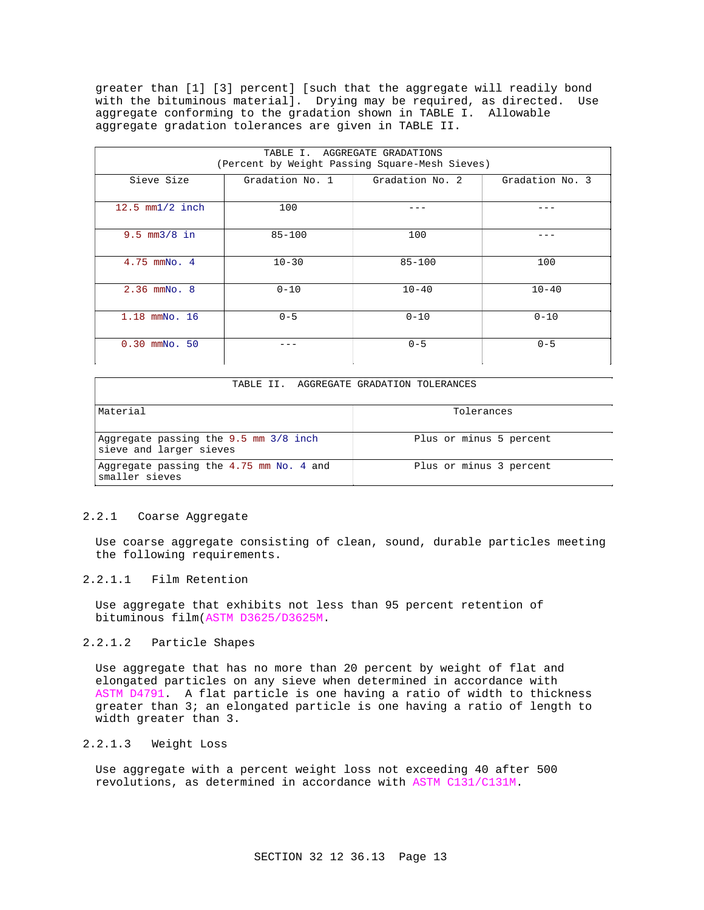greater than [1] [3] percent] [such that the aggregate will readily bond with the bituminous material]. Drying may be required, as directed. Use aggregate conforming to the gradation shown in TABLE I. Allowable aggregate gradation tolerances are given in TABLE II.

TABLE I. AGGREGATE GRADATIONS
(Percent by Weight Passing Square-Mesh Sieves)

| Sieve Size | Gradation No. 1 | Gradation No. 2 | Gradation No. 3 |
|---|---|---|---|
| 12.5 mm1/2 inch | 100 | --- | --- |
| 9.5 mm3/8 in | 85-100 | 100 | --- |
| 4.75 mmNo. 4 | 10-30 | 85-100 | 100 |
| 2.36 mmNo. 8 | 0-10 | 10-40 | 10-40 |
| 1.18 mmNo. 16 | 0-5 | 0-10 | 0-10 |
| 0.30 mmNo. 50 | --- | 0-5 | 0-5 |

TABLE II. AGGREGATE GRADATION TOLERANCES

| Material | Tolerances |
|---|---|
| Aggregate passing the 9.5 mm 3/8 inch sieve and larger sieves | Plus or minus 5 percent |
| Aggregate passing the 4.75 mm No. 4 and smaller sieves | Plus or minus 3 percent |

## 2.2.1 Coarse Aggregate

Use coarse aggregate consisting of clean, sound, durable particles meeting the following requirements.

### 2.2.1.1 Film Retention

Use aggregate that exhibits not less than 95 percent retention of bituminous film(ASTM D3625/D3625M.

### 2.2.1.2 Particle Shapes

Use aggregate that has no more than 20 percent by weight of flat and elongated particles on any sieve when determined in accordance with ASTM D4791. A flat particle is one having a ratio of width to thickness greater than 3; an elongated particle is one having a ratio of length to width greater than 3.

### 2.2.1.3 Weight Loss

Use aggregate with a percent weight loss not exceeding 40 after 500 revolutions, as determined in accordance with ASTM C131/C131M.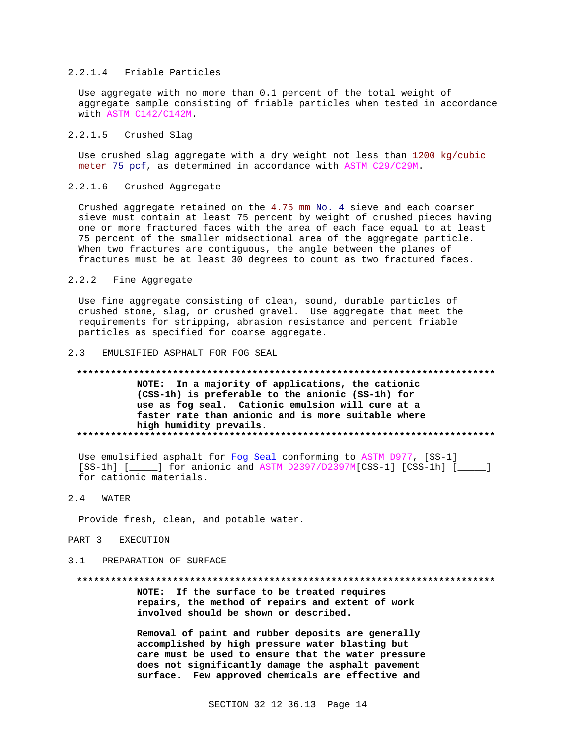#### 2.2.1.4 Friable Particles

Use aggregate with no more than 0.1 percent of the total weight of aggregate sample consisting of friable particles when tested in accordance with ASTM C142/C142M.

#### 2.2.1.5 Crushed Slag

Use crushed slag aggregate with a dry weight not less than 1200 kg/cubic meter 75 pcf, as determined in accordance with ASTM C29/C29M.

#### 2.2.1.6 Crushed Aggregate

Crushed aggregate retained on the 4.75 mm No. 4 sieve and each coarser sieve must contain at least 75 percent by weight of crushed pieces having one or more fractured faces with the area of each face equal to at least 75 percent of the smaller midsectional area of the aggregate particle. When two fractures are contiguous, the angle between the planes of fractures must be at least 30 degrees to count as two fractured faces.

### 2.2.2 Fine Aggregate

Use fine aggregate consisting of clean, sound, durable particles of crushed stone, slag, or crushed gravel. Use aggregate that meet the requirements for stripping, abrasion resistance and percent friable particles as specified for coarse aggregate.

## 2.3 EMULSIFIED ASPHALT FOR FOG SEAL

**************************************************************************

**NOTE: In a majority of applications, the cationic (CSS-1h) is preferable to the anionic (SS-1h) for use as fog seal. Cationic emulsion will cure at a faster rate than anionic and is more suitable where high humidity prevails.**

**************************************************************************

Use emulsified asphalt for Fog Seal conforming to ASTM D977, [SS-1] [SS-1h] [_____] for anionic and ASTM D2397/D2397M[CSS-1] [CSS-1h] [_____] for cationic materials.

## 2.4 WATER

Provide fresh, clean, and potable water.

# PART 3 EXECUTION

## 3.1 PREPARATION OF SURFACE

**************************************************************************

**NOTE: If the surface to be treated requires repairs, the method of repairs and extent of work involved should be shown or described.**

**Removal of paint and rubber deposits are generally accomplished by high pressure water blasting but care must be used to ensure that the water pressure does not significantly damage the asphalt pavement surface. Few approved chemicals are effective and**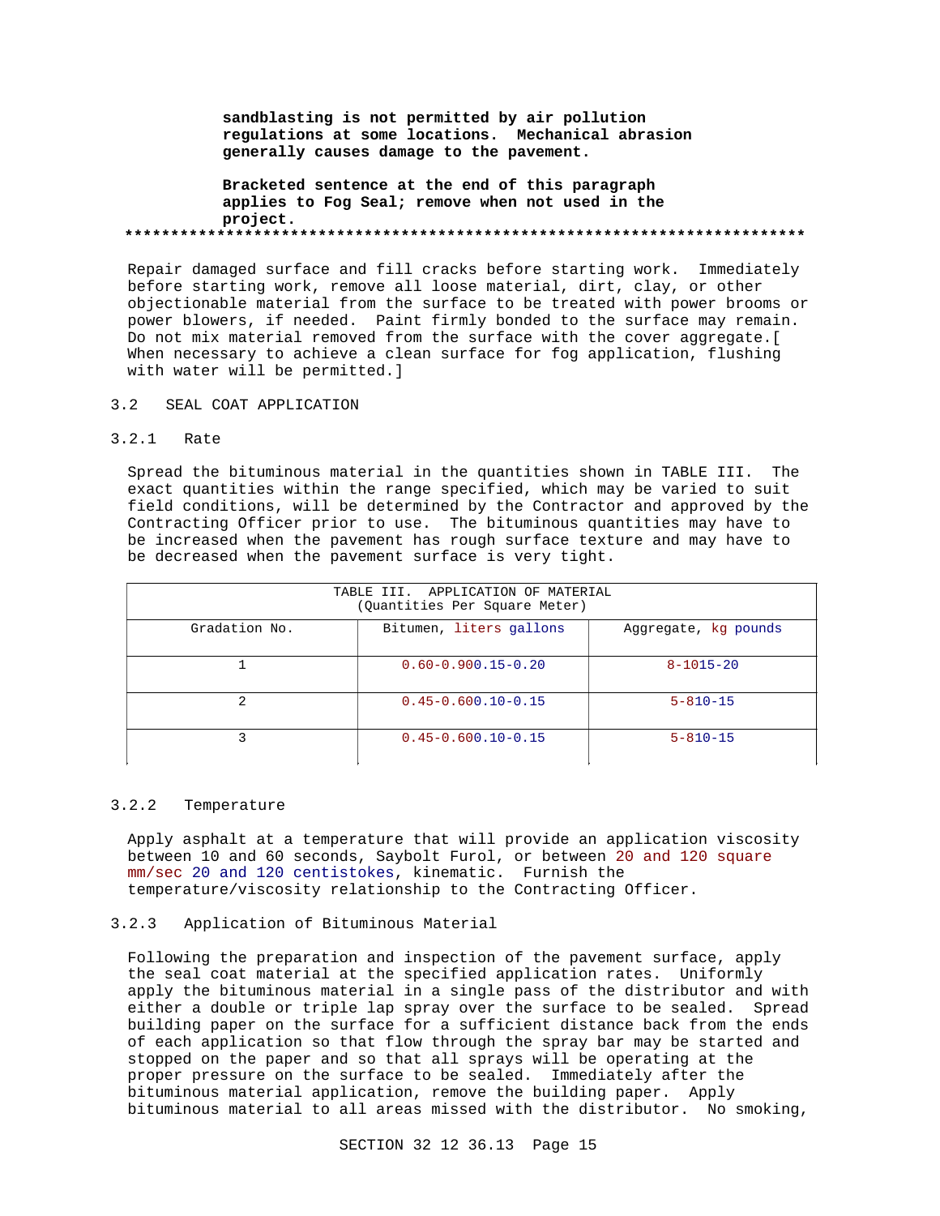**sandblasting is not permitted by air pollution regulations at some locations. Mechanical abrasion generally causes damage to the pavement.**

**Bracketed sentence at the end of this paragraph applies to Fog Seal; remove when not used in the project.**

**************************************************************************

Repair damaged surface and fill cracks before starting work. Immediately before starting work, remove all loose material, dirt, clay, or other objectionable material from the surface to be treated with power brooms or power blowers, if needed. Paint firmly bonded to the surface may remain. Do not mix material removed from the surface with the cover aggregate.[ When necessary to achieve a clean surface for fog application, flushing with water will be permitted.]

## 3.2 SEAL COAT APPLICATION

### 3.2.1 Rate

Spread the bituminous material in the quantities shown in TABLE III. The exact quantities within the range specified, which may be varied to suit field conditions, will be determined by the Contractor and approved by the Contracting Officer prior to use. The bituminous quantities may have to be increased when the pavement has rough surface texture and may have to be decreased when the pavement surface is very tight.

TABLE III. APPLICATION OF MATERIAL (Quantities Per Square Meter)

| Gradation No. | Bitumen, liters gallons | Aggregate, kg pounds |
|---|---|---|
| 1 | 0.60-0.900.15-0.20 | 8-1015-20 |
| 2 | 0.45-0.600.10-0.15 | 5-810-15 |
| 3 | 0.45-0.600.10-0.15 | 5-810-15 |

### 3.2.2 Temperature

Apply asphalt at a temperature that will provide an application viscosity between 10 and 60 seconds, Saybolt Furol, or between 20 and 120 square mm/sec 20 and 120 centistokes, kinematic. Furnish the temperature/viscosity relationship to the Contracting Officer.

### 3.2.3 Application of Bituminous Material

Following the preparation and inspection of the pavement surface, apply the seal coat material at the specified application rates. Uniformly apply the bituminous material in a single pass of the distributor and with either a double or triple lap spray over the surface to be sealed. Spread building paper on the surface for a sufficient distance back from the ends of each application so that flow through the spray bar may be started and stopped on the paper and so that all sprays will be operating at the proper pressure on the surface to be sealed. Immediately after the bituminous material application, remove the building paper. Apply bituminous material to all areas missed with the distributor. No smoking,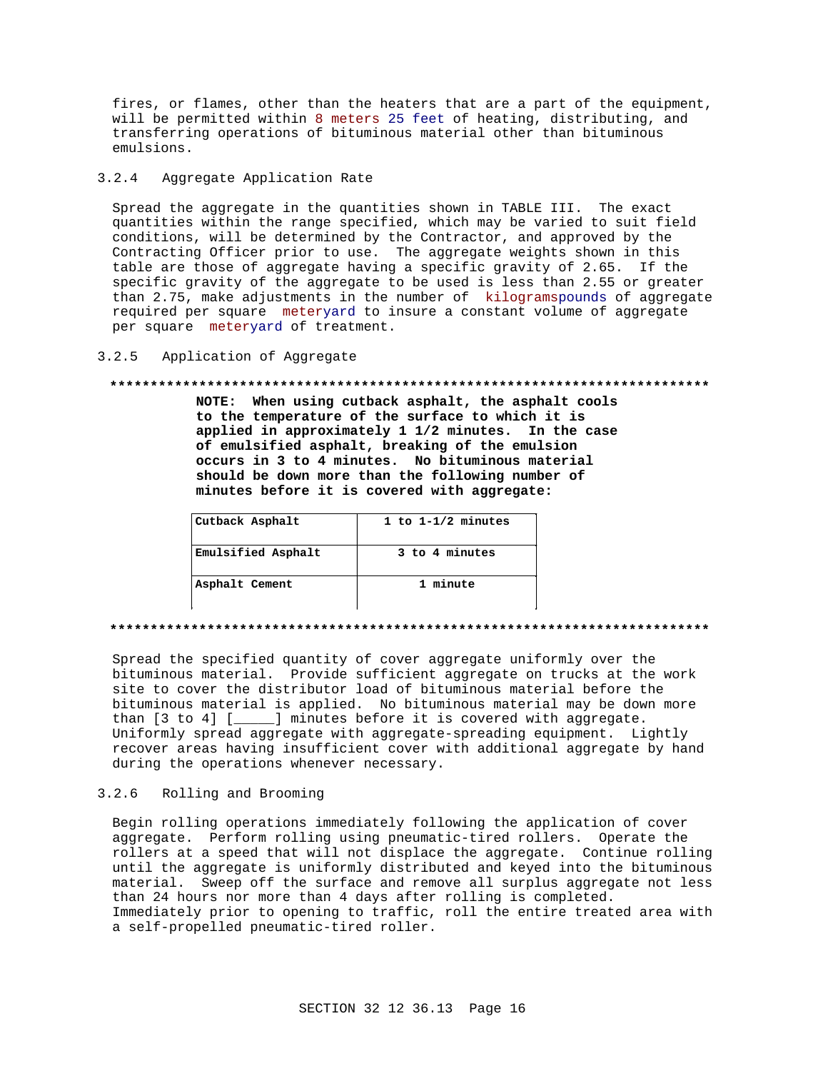fires, or flames, other than the heaters that are a part of the equipment, will be permitted within 8 meters 25 feet of heating, distributing, and transferring operations of bituminous material other than bituminous emulsions.

### 3.2.4 Aggregate Application Rate

Spread the aggregate in the quantities shown in TABLE III. The exact quantities within the range specified, which may be varied to suit field conditions, will be determined by the Contractor, and approved by the Contracting Officer prior to use. The aggregate weights shown in this table are those of aggregate having a specific gravity of 2.65. If the specific gravity of the aggregate to be used is less than 2.55 or greater than 2.75, make adjustments in the number of kilogramspounds of aggregate required per square meteryard to insure a constant volume of aggregate per square meteryard of treatment.

### 3.2.5 Application of Aggregate

**************************************************************************

**NOTE: When using cutback asphalt, the asphalt cools to the temperature of the surface to which it is applied in approximately 1 1/2 minutes. In the case of emulsified asphalt, breaking of the emulsion occurs in 3 to 4 minutes. No bituminous material should be down more than the following number of minutes before it is covered with aggregate:**

| | |
|---|---|
| **Cutback Asphalt** | **1 to 1-1/2 minutes** |
| **Emulsified Asphalt** | **3 to 4 minutes** |
| **Asphalt Cement** | **1 minute** |

**************************************************************************

Spread the specified quantity of cover aggregate uniformly over the bituminous material. Provide sufficient aggregate on trucks at the work site to cover the distributor load of bituminous material before the bituminous material is applied. No bituminous material may be down more than [3 to 4] [_____] minutes before it is covered with aggregate. Uniformly spread aggregate with aggregate-spreading equipment. Lightly recover areas having insufficient cover with additional aggregate by hand during the operations whenever necessary.

### 3.2.6 Rolling and Brooming

Begin rolling operations immediately following the application of cover aggregate. Perform rolling using pneumatic-tired rollers. Operate the rollers at a speed that will not displace the aggregate. Continue rolling until the aggregate is uniformly distributed and keyed into the bituminous material. Sweep off the surface and remove all surplus aggregate not less than 24 hours nor more than 4 days after rolling is completed. Immediately prior to opening to traffic, roll the entire treated area with a self-propelled pneumatic-tired roller.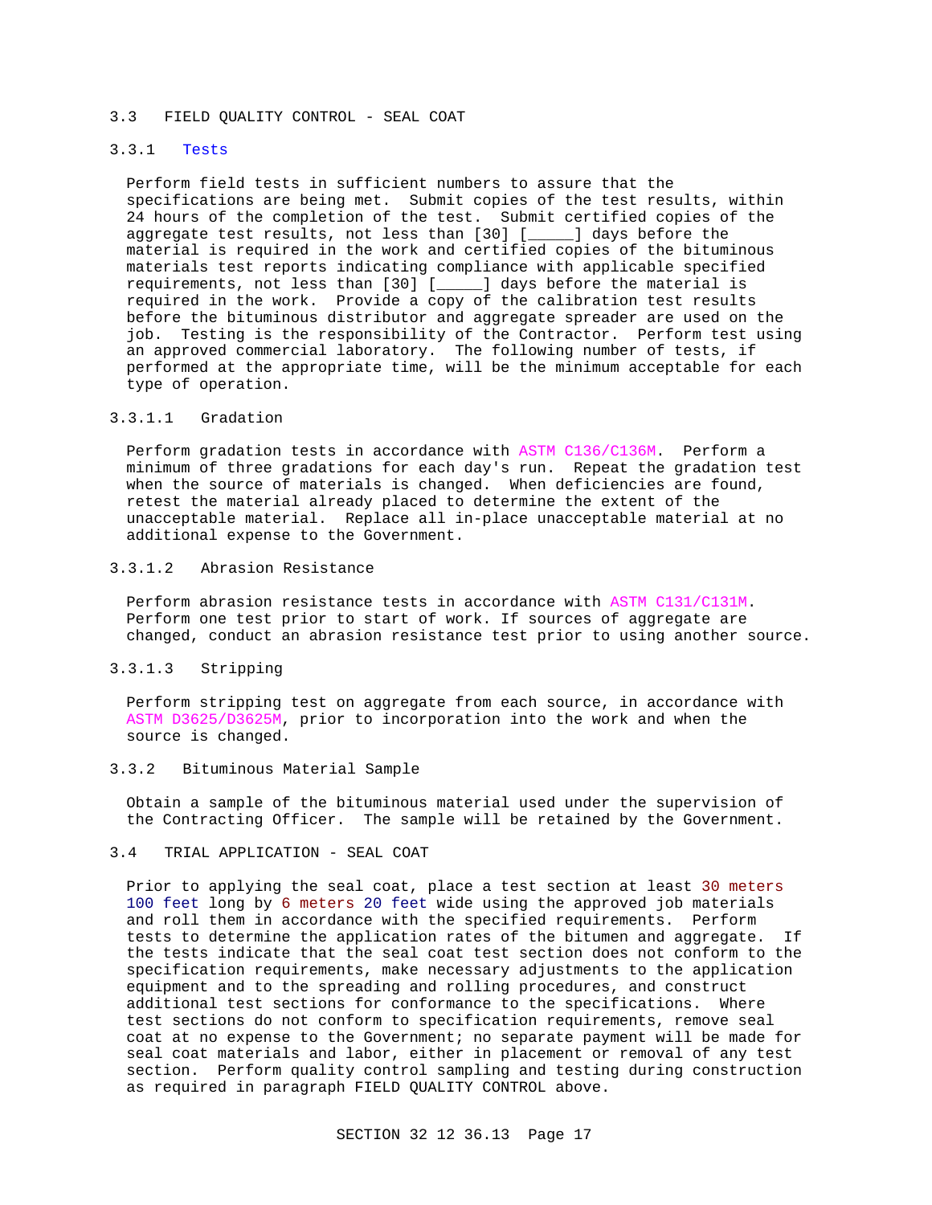## 3.3 FIELD QUALITY CONTROL - SEAL COAT

### 3.3.1 Tests

Perform field tests in sufficient numbers to assure that the specifications are being met. Submit copies of the test results, within 24 hours of the completion of the test. Submit certified copies of the aggregate test results, not less than [30] [_____] days before the material is required in the work and certified copies of the bituminous materials test reports indicating compliance with applicable specified requirements, not less than [30] [_____] days before the material is required in the work. Provide a copy of the calibration test results before the bituminous distributor and aggregate spreader are used on the job. Testing is the responsibility of the Contractor. Perform test using an approved commercial laboratory. The following number of tests, if performed at the appropriate time, will be the minimum acceptable for each type of operation.

#### 3.3.1.1 Gradation

Perform gradation tests in accordance with ASTM C136/C136M. Perform a minimum of three gradations for each day's run. Repeat the gradation test when the source of materials is changed. When deficiencies are found, retest the material already placed to determine the extent of the unacceptable material. Replace all in-place unacceptable material at no additional expense to the Government.

#### 3.3.1.2 Abrasion Resistance

Perform abrasion resistance tests in accordance with ASTM C131/C131M. Perform one test prior to start of work. If sources of aggregate are changed, conduct an abrasion resistance test prior to using another source.

#### 3.3.1.3 Stripping

Perform stripping test on aggregate from each source, in accordance with ASTM D3625/D3625M, prior to incorporation into the work and when the source is changed.

### 3.3.2 Bituminous Material Sample

Obtain a sample of the bituminous material used under the supervision of the Contracting Officer. The sample will be retained by the Government.

## 3.4 TRIAL APPLICATION - SEAL COAT

Prior to applying the seal coat, place a test section at least 30 meters 100 feet long by 6 meters 20 feet wide using the approved job materials and roll them in accordance with the specified requirements. Perform tests to determine the application rates of the bitumen and aggregate. If the tests indicate that the seal coat test section does not conform to the specification requirements, make necessary adjustments to the application equipment and to the spreading and rolling procedures, and construct additional test sections for conformance to the specifications. Where test sections do not conform to specification requirements, remove seal coat at no expense to the Government; no separate payment will be made for seal coat materials and labor, either in placement or removal of any test section. Perform quality control sampling and testing during construction as required in paragraph FIELD QUALITY CONTROL above.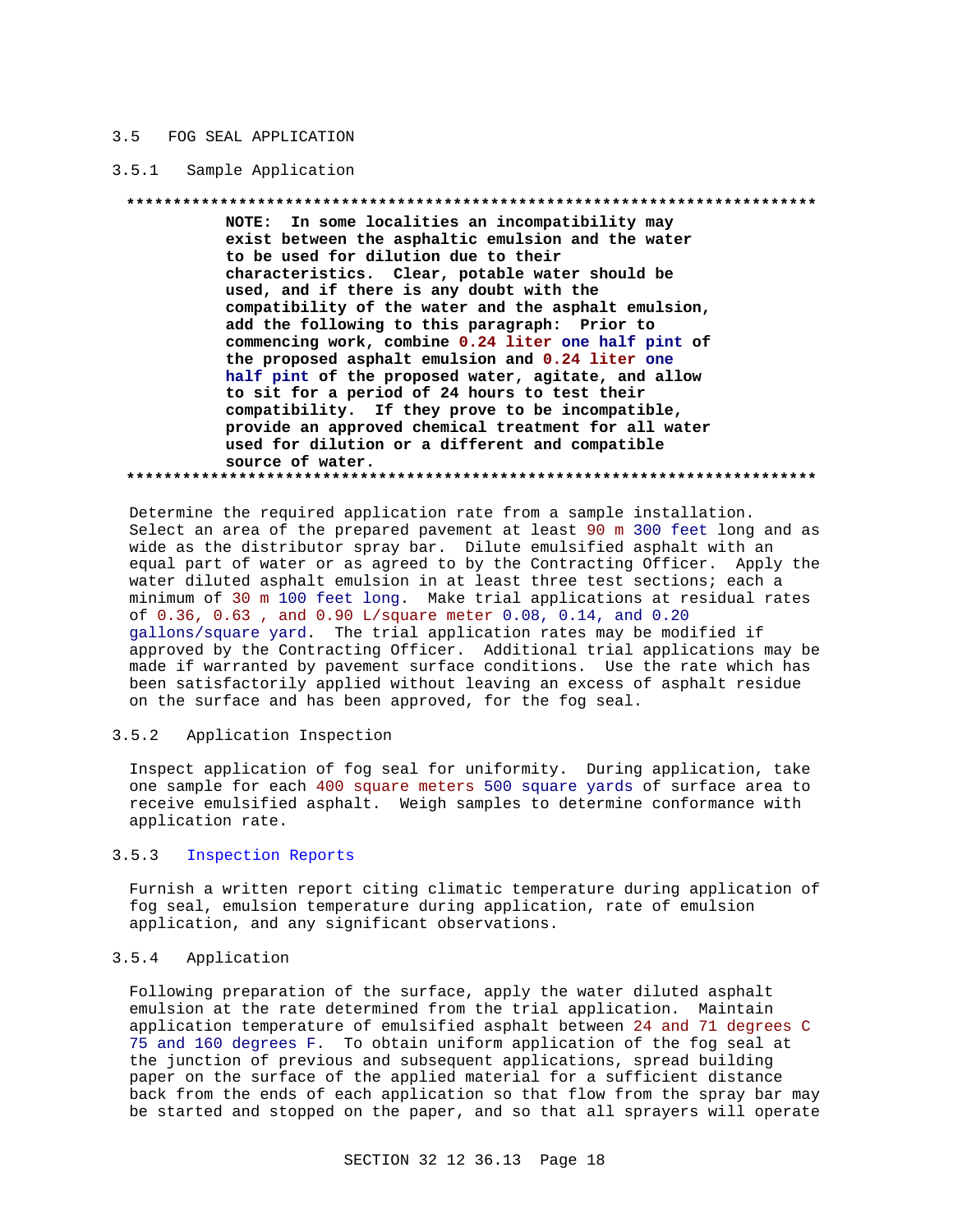## 3.5 FOG SEAL APPLICATION

### 3.5.1 Sample Application

**************************************************************************

**NOTE: In some localities an incompatibility may exist between the asphaltic emulsion and the water to be used for dilution due to their characteristics. Clear, potable water should be used, and if there is any doubt with the compatibility of the water and the asphalt emulsion, add the following to this paragraph: Prior to commencing work, combine 0.24 liter one half pint of the proposed asphalt emulsion and 0.24 liter one half pint of the proposed water, agitate, and allow to sit for a period of 24 hours to test their compatibility. If they prove to be incompatible, provide an approved chemical treatment for all water used for dilution or a different and compatible source of water.**

**************************************************************************

Determine the required application rate from a sample installation. Select an area of the prepared pavement at least 90 m 300 feet long and as wide as the distributor spray bar. Dilute emulsified asphalt with an equal part of water or as agreed to by the Contracting Officer. Apply the water diluted asphalt emulsion in at least three test sections; each a minimum of 30 m 100 feet long. Make trial applications at residual rates of 0.36, 0.63 , and 0.90 L/square meter 0.08, 0.14, and 0.20 gallons/square yard. The trial application rates may be modified if approved by the Contracting Officer. Additional trial applications may be made if warranted by pavement surface conditions. Use the rate which has been satisfactorily applied without leaving an excess of asphalt residue on the surface and has been approved, for the fog seal.

### 3.5.2 Application Inspection

Inspect application of fog seal for uniformity. During application, take one sample for each 400 square meters 500 square yards of surface area to receive emulsified asphalt. Weigh samples to determine conformance with application rate.

### 3.5.3 Inspection Reports

Furnish a written report citing climatic temperature during application of fog seal, emulsion temperature during application, rate of emulsion application, and any significant observations.

### 3.5.4 Application

Following preparation of the surface, apply the water diluted asphalt emulsion at the rate determined from the trial application. Maintain application temperature of emulsified asphalt between 24 and 71 degrees C 75 and 160 degrees F. To obtain uniform application of the fog seal at the junction of previous and subsequent applications, spread building paper on the surface of the applied material for a sufficient distance back from the ends of each application so that flow from the spray bar may be started and stopped on the paper, and so that all sprayers will operate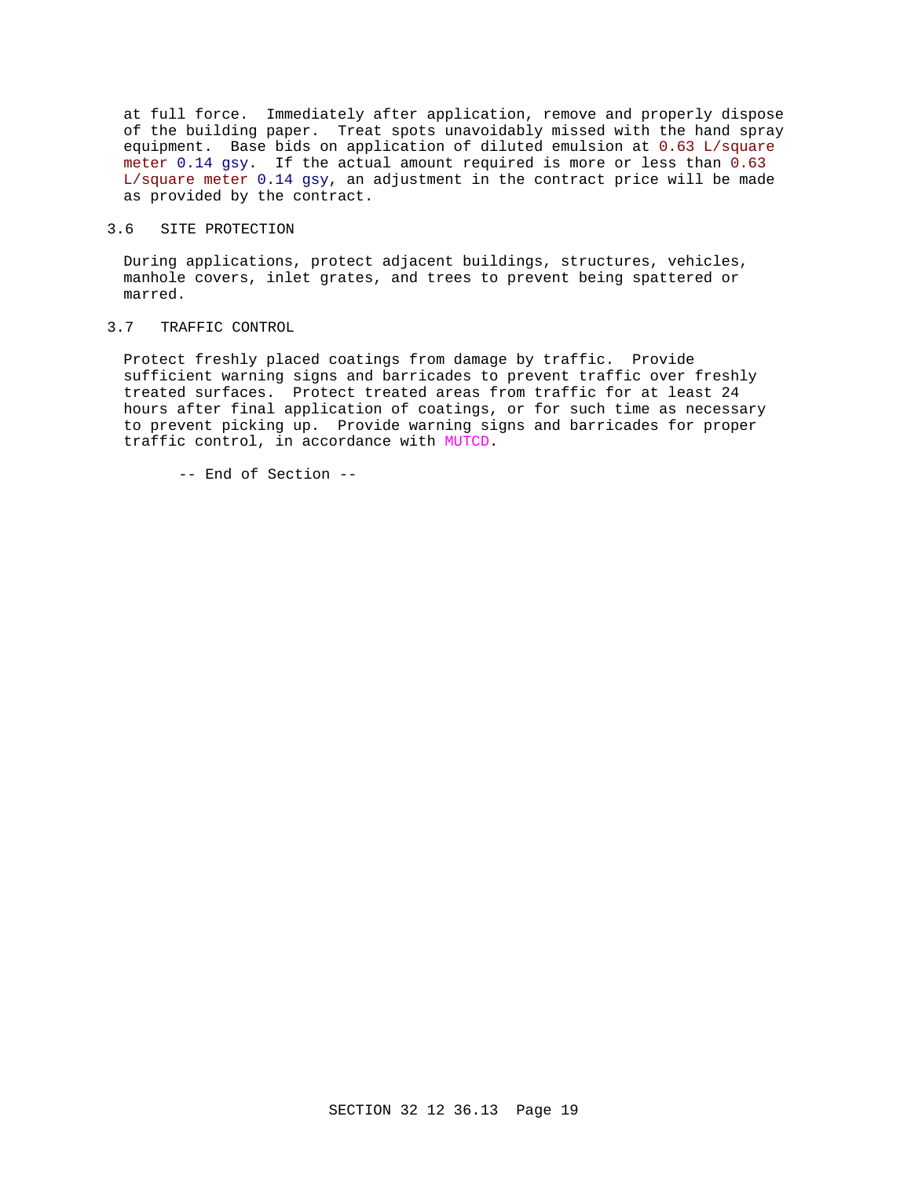at full force. Immediately after application, remove and properly dispose of the building paper. Treat spots unavoidably missed with the hand spray equipment. Base bids on application of diluted emulsion at 0.63 L/square meter 0.14 gsy. If the actual amount required is more or less than 0.63 L/square meter 0.14 gsy, an adjustment in the contract price will be made as provided by the contract.

## 3.6 SITE PROTECTION

During applications, protect adjacent buildings, structures, vehicles, manhole covers, inlet grates, and trees to prevent being spattered or marred.

## 3.7 TRAFFIC CONTROL

Protect freshly placed coatings from damage by traffic. Provide sufficient warning signs and barricades to prevent traffic over freshly treated surfaces. Protect treated areas from traffic for at least 24 hours after final application of coatings, or for such time as necessary to prevent picking up. Provide warning signs and barricades for proper traffic control, in accordance with MUTCD.

-- End of Section --